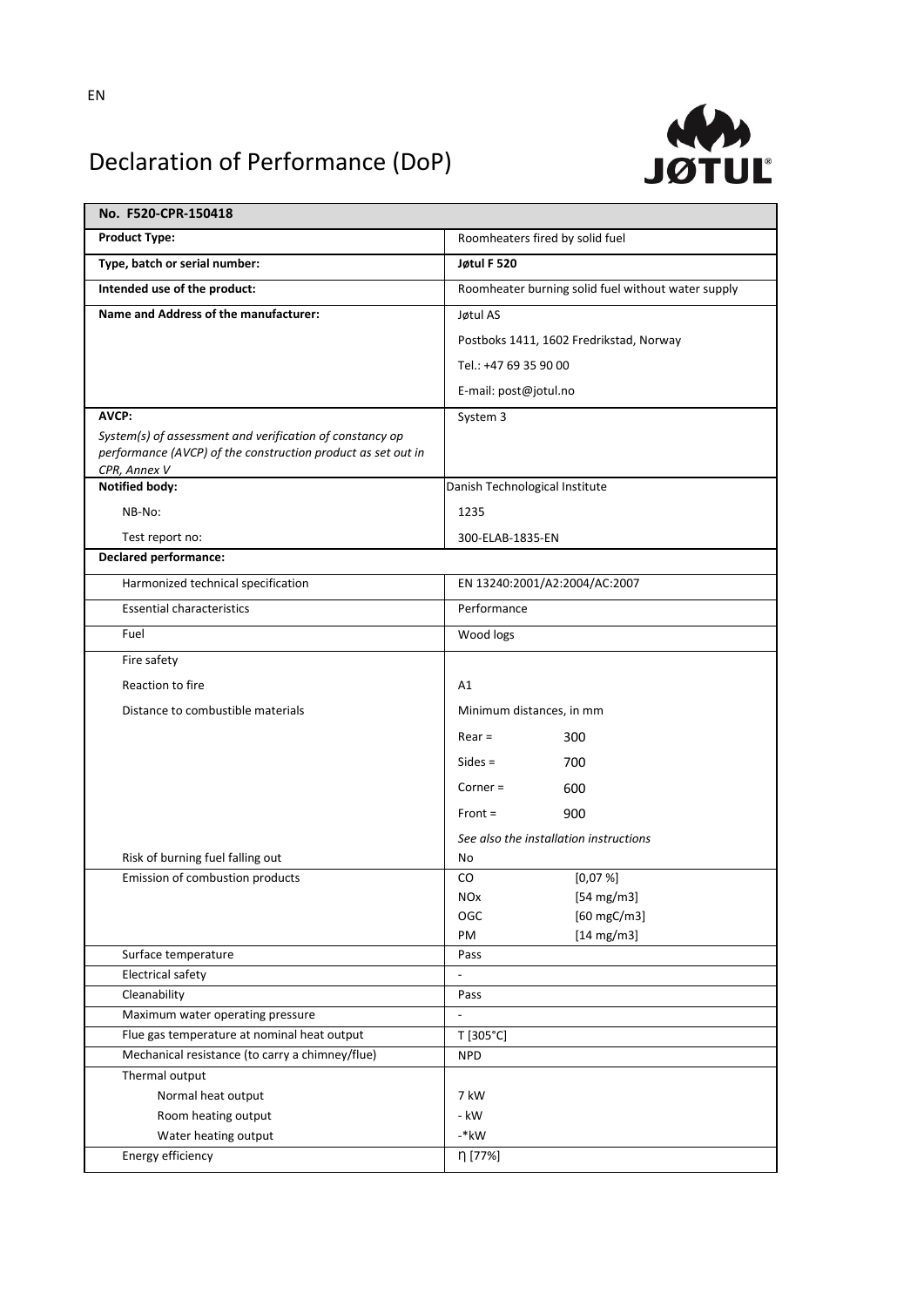EN

# Declaration of Performance (DoP)

| **No. F520-CPR-150418** | |
|---|---|
| **Product Type:** | Roomheaters fired by solid fuel |
| **Type, batch or serial number:** | **Jøtul F 520** |
| **Intended use of the product:** | Roomheater burning solid fuel without water supply |
| **Name and Address of the manufacturer:** | Jøtul AS<br>Postboks 1411, 1602 Fredrikstad, Norway<br>Tel.: +47 69 35 90 00<br>E-mail: post@jotul.no |
| **AVCP:**<br>*System(s) of assessment and verification of constancy op performance (AVCP) of the construction product as set out in CPR, Annex V* | System 3 |
| **Notified body:** | Danish Technological Institute |
| NB-No: | 1235 |
| Test report no: | 300-ELAB-1835-EN |
| **Declared performance:** | |
| Harmonized technical specification | EN 13240:2001/A2:2004/AC:2007 |
| Essential characteristics | Performance |
| Fuel | Wood logs |
| Fire safety | |
| Reaction to fire | A1 |
| Distance to combustible materials | Minimum distances, in mm<br>Rear = 300<br>Sides = 700<br>Corner = 600<br>Front = 900<br>*See also the installation instructions* |
| Risk of burning fuel falling out | No |
| Emission of combustion products | CO [0,07 %]<br>NOx [54 mg/m3]<br>OGC [60 mgC/m3]<br>PM [14 mg/m3] |
| Surface temperature | Pass |
| Electrical safety | - |
| Cleanability | Pass |
| Maximum water operating pressure | - |
| Flue gas temperature at nominal heat output | T [305°C] |
| Mechanical resistance (to carry a chimney/flue) | NPD |
| Thermal output | |
| Normal heat output | 7 kW |
| Room heating output | - kW |
| Water heating output | -*kW |
| Energy efficiency | η [77%] |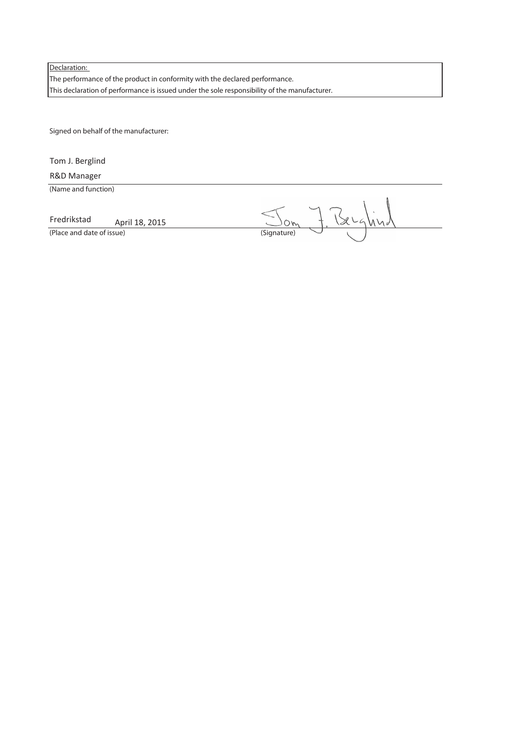Declaration:

The performance of the product in conformity with the declared performance.

This declaration of performance is issued under the sole responsibility of the manufacturer.

Signed on behalf of the manufacturer:

Tom J. Berglind

R&D Manager

(Name and function)

Fredrikstad April 18, 2015

(Place and date of issue)

(Signature)